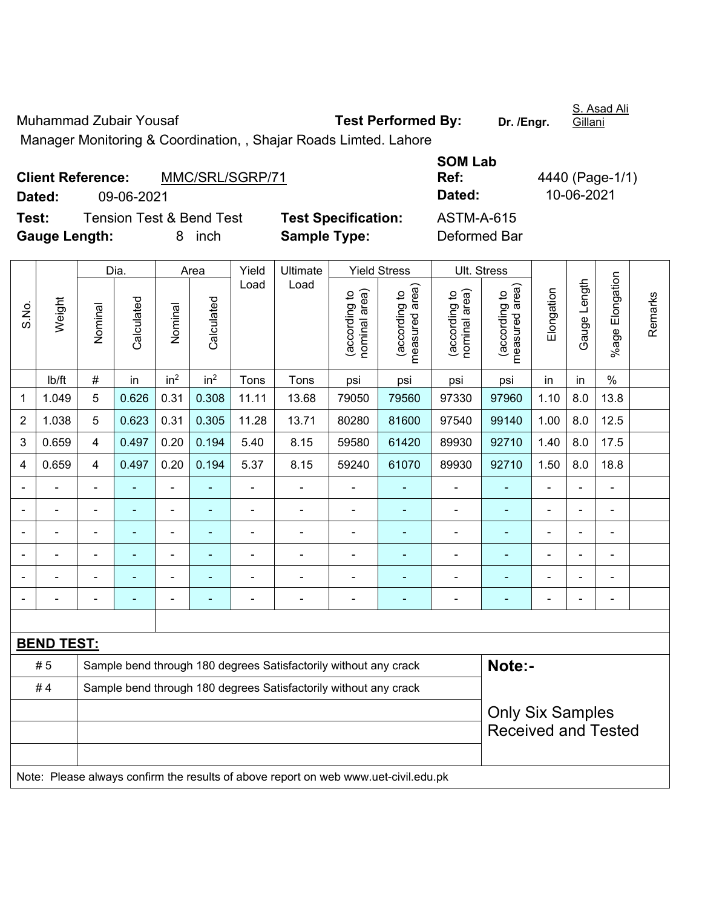Muhammad Zubair Yousaf **Test Performed By:** **Dr. /Engr.** S. Asad Ali Gillani

Manager Monitoring & Coordination, , Shajar Roads Limted. Lahore

**Client Reference:** MMC/SRL/SGRP/71 **SOM Lab Ref:** 4440 (Page-1/1)

**Dated:** 09-06-2021 **Dated:** 10-06-2021

**Test:** Tension Test & Bend Test **Test Specification:** ASTM-A-615

**Gauge Length:** 8 inch **Sample Type:** Deformed Bar

| S.No. | Weight | Dia. | | Area | | Yield Load | Ultimate Load | Yield Stress | | Ult. Stress | | Elongation | Gauge Length | %age Elongation | Remarks |
|---|---|---|---|---|---|---|---|---|---|---|---|---|---|---|---|
| | | Nominal | Calculated | Nominal | Calculated | | | (according to nominal area) | (according to measured area) | (according to nominal area) | (according to measured area) | | | | |
| | lb/ft | # | in | $in^2$ | $in^2$ | Tons | Tons | psi | psi | psi | psi | in | in | % | |
| 1 | 1.049 | 5 | 0.626 | 0.31 | 0.308 | 11.11 | 13.68 | 79050 | 79560 | 97330 | 97960 | 1.10 | 8.0 | 13.8 | |
| 2 | 1.038 | 5 | 0.623 | 0.31 | 0.305 | 11.28 | 13.71 | 80280 | 81600 | 97540 | 99140 | 1.00 | 8.0 | 12.5 | |
| 3 | 0.659 | 4 | 0.497 | 0.20 | 0.194 | 5.40 | 8.15 | 59580 | 61420 | 89930 | 92710 | 1.40 | 8.0 | 17.5 | |
| 4 | 0.659 | 4 | 0.497 | 0.20 | 0.194 | 5.37 | 8.15 | 59240 | 61070 | 89930 | 92710 | 1.50 | 8.0 | 18.8 | |
| - | - | - | - | - | - | - | - | - | - | - | - | - | - | - | |
| - | - | - | - | - | - | - | - | - | - | - | - | - | - | - | |
| - | - | - | - | - | - | - | - | - | - | - | - | - | - | - | |
| - | - | - | - | - | - | - | - | - | - | - | - | - | - | - | |
| - | - | - | - | - | - | - | - | - | - | - | - | - | - | - | |
| - | - | - | - | - | - | - | - | - | - | - | - | - | - | - | |

**BEND TEST:**

| | | |
|---|---|---|
| # 5 | Sample bend through 180 degrees Satisfactorily without any crack | **Note:-** |
| # 4 | Sample bend through 180 degrees Satisfactorily without any crack | |
| | | Only Six Samples Received and Tested |

Note: Please always confirm the results of above report on web www.uet-civil.edu.pk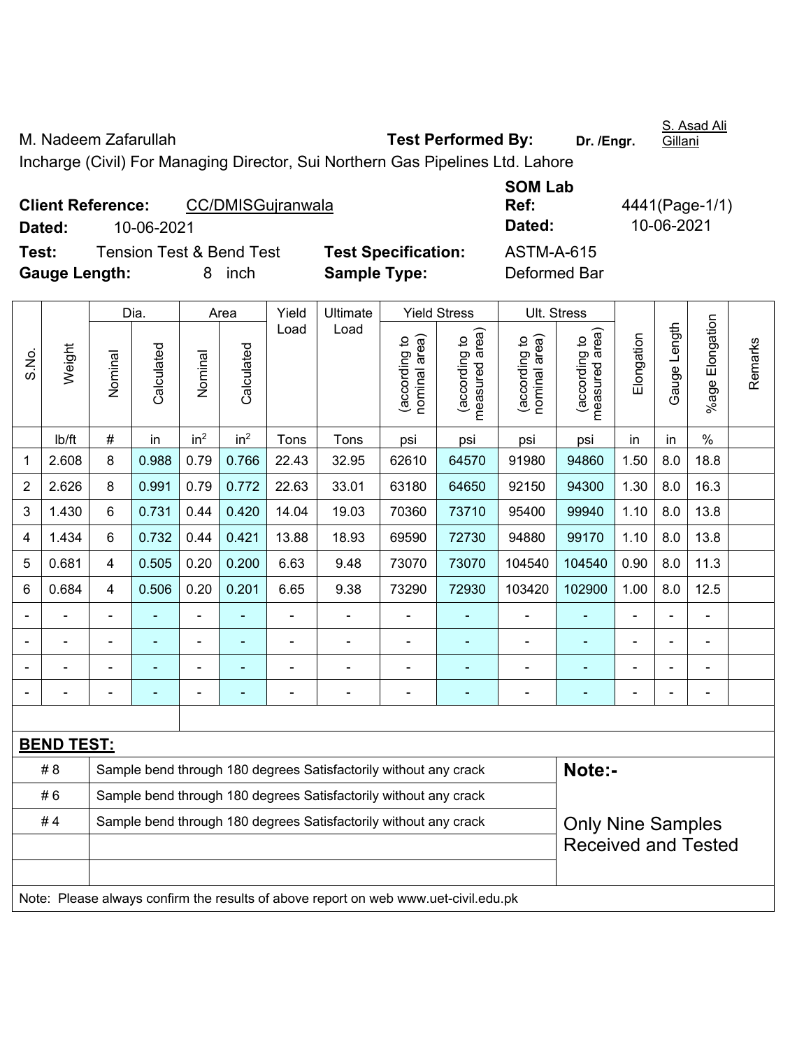M. Nadeem Zafarullah **Test Performed By:** **Dr. /Engr.** S. Asad Ali Gillani

Incharge (Civil) For Managing Director, Sui Northern Gas Pipelines Ltd. Lahore

**Client Reference:** CC/DMISGujranwala **SOM Lab Ref:** 4441(Page-1/1)

**Dated:** 10-06-2021 **Dated:** 10-06-2021

**Test:** Tension Test & Bend Test **Test Specification:** ASTM-A-615

**Gauge Length:** 8 inch **Sample Type:** Deformed Bar

| S.No. | Weight | Dia. | | Area | | Yield Load | Ultimate Load | Yield Stress | | Ult. Stress | | Elongation | Gauge Length | %age Elongation | Remarks |
|---|---|---|---|---|---|---|---|---|---|---|---|---|---|---|---|
| | | Nominal | Calculated | Nominal | Calculated | | | (according to nominal area) | (according to measured area) | (according to nominal area) | (according to measured area) | | | | |
| | lb/ft | # | in | $in^2$ | $in^2$ | Tons | Tons | psi | psi | psi | psi | in | in | % | |
| 1 | 2.608 | 8 | 0.988 | 0.79 | 0.766 | 22.43 | 32.95 | 62610 | 64570 | 91980 | 94860 | 1.50 | 8.0 | 18.8 | |
| 2 | 2.626 | 8 | 0.991 | 0.79 | 0.772 | 22.63 | 33.01 | 63180 | 64650 | 92150 | 94300 | 1.30 | 8.0 | 16.3 | |
| 3 | 1.430 | 6 | 0.731 | 0.44 | 0.420 | 14.04 | 19.03 | 70360 | 73710 | 95400 | 99940 | 1.10 | 8.0 | 13.8 | |
| 4 | 1.434 | 6 | 0.732 | 0.44 | 0.421 | 13.88 | 18.93 | 69590 | 72730 | 94880 | 99170 | 1.10 | 8.0 | 13.8 | |
| 5 | 0.681 | 4 | 0.505 | 0.20 | 0.200 | 6.63 | 9.48 | 73070 | 73070 | 104540 | 104540 | 0.90 | 8.0 | 11.3 | |
| 6 | 0.684 | 4 | 0.506 | 0.20 | 0.201 | 6.65 | 9.38 | 73290 | 72930 | 103420 | 102900 | 1.00 | 8.0 | 12.5 | |
| - | - | - | - | - | - | - | - | - | - | - | - | - | - | - | |
| - | - | - | - | - | - | - | - | - | - | - | - | - | - | - | |
| - | - | - | - | - | - | - | - | - | - | - | - | - | - | - | |
| - | - | - | - | - | - | - | - | - | - | - | - | - | - | - | |

**BEND TEST:**

| | | |
|---|---|---|
| # 8 | Sample bend through 180 degrees Satisfactorily without any crack | **Note:-** |
| # 6 | Sample bend through 180 degrees Satisfactorily without any crack | |
| # 4 | Sample bend through 180 degrees Satisfactorily without any crack | Only Nine Samples Received and Tested |

Note: Please always confirm the results of above report on web www.uet-civil.edu.pk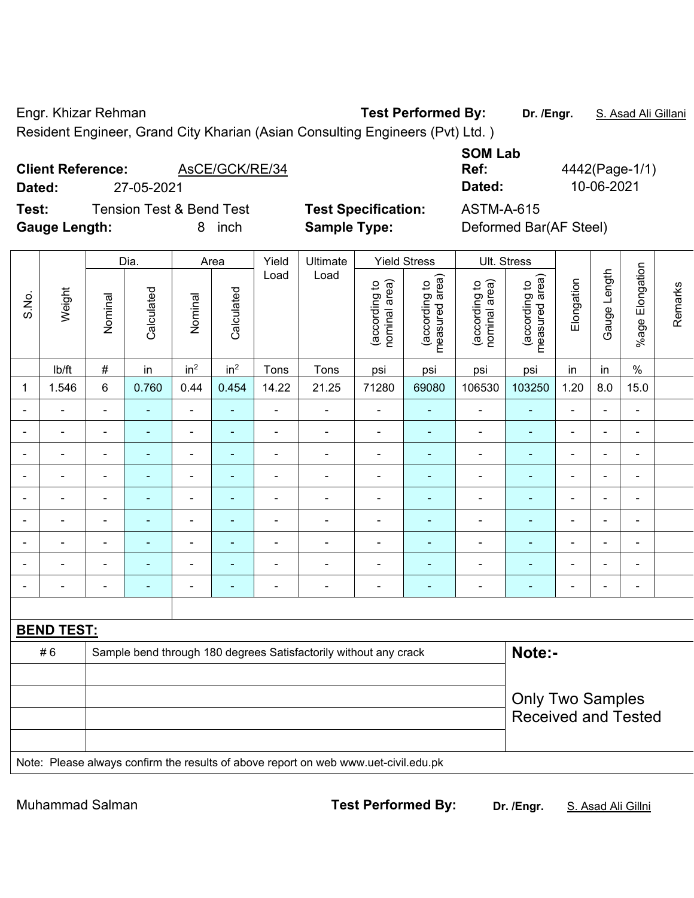Engr. Khizar Rehman **Test Performed By:** **Dr. /Engr.** S. Asad Ali Gillani

Resident Engineer, Grand City Kharian (Asian Consulting Engineers (Pvt) Ltd. )

**Client Reference:** AsCE/GCK/RE/34

**Dated:** 27-05-2021

**SOM Lab Ref:** 4442(Page-1/1)

**Dated:** 10-06-2021

**Test:** Tension Test & Bend Test

**Test Specification:** ASTM-A-615

**Gauge Length:** 8 inch

**Sample Type:** Deformed Bar(AF Steel)

| S.No. | Weight | Dia. | | Area | | Yield Load | Ultimate Load | Yield Stress | | Ult. Stress | | Elongation | Gauge Length | %age Elongation | Remarks |
|---|---|---|---|---|---|---|---|---|---|---|---|---|---|---|---|
| | | Nominal | Calculated | Nominal | Calculated | | | (according to nominal area) | (according to measured area) | (according to nominal area) | (according to measured area) | | | | |
| | lb/ft | # | in | $in^2$ | $in^2$ | Tons | Tons | psi | psi | psi | psi | in | in | % | |
| 1 | 1.546 | 6 | 0.760 | 0.44 | 0.454 | 14.22 | 21.25 | 71280 | 69080 | 106530 | 103250 | 1.20 | 8.0 | 15.0 | |
| - | - | - | - | - | - | - | - | - | - | - | - | - | - | - | |
| - | - | - | - | - | - | - | - | - | - | - | - | - | - | - | |
| - | - | - | - | - | - | - | - | - | - | - | - | - | - | - | |
| - | - | - | - | - | - | - | - | - | - | - | - | - | - | - | |
| - | - | - | - | - | - | - | - | - | - | - | - | - | - | - | |
| - | - | - | - | - | - | - | - | - | - | - | - | - | - | - | |
| - | - | - | - | - | - | - | - | - | - | - | - | - | - | - | |
| - | - | - | - | - | - | - | - | - | - | - | - | - | - | - | |
| - | - | - | - | - | - | - | - | - | - | - | - | - | - | - | |

**BEND TEST:**

| | | |
|---|---|---|
| # 6 | Sample bend through 180 degrees Satisfactorily without any crack | **Note:-** |
| | | Only Two Samples Received and Tested |

Note: Please always confirm the results of above report on web www.uet-civil.edu.pk

Muhammad Salman **Test Performed By:** **Dr. /Engr.** S. Asad Ali Gillni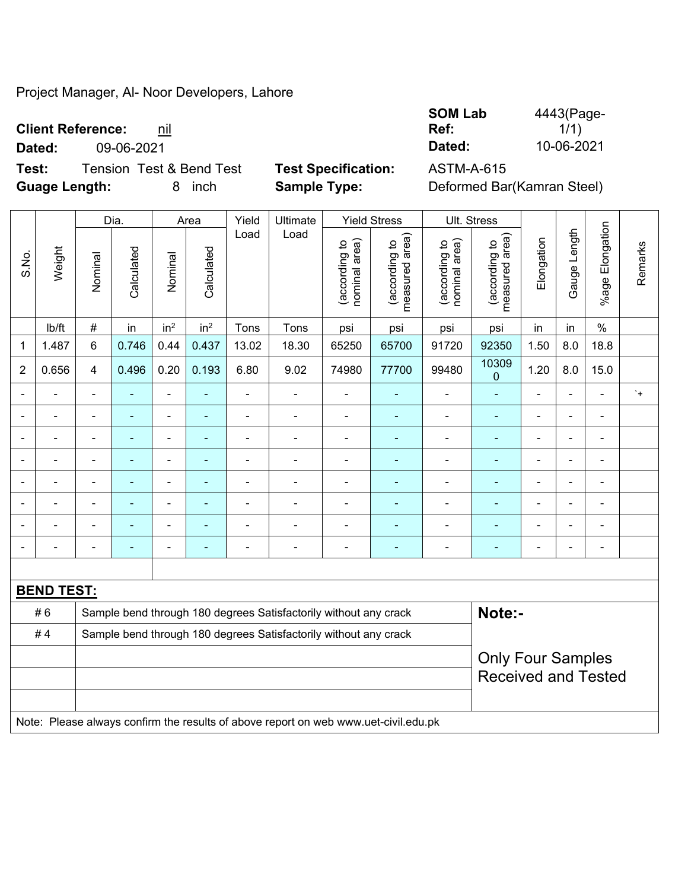Project Manager, Al- Noor Developers, Lahore

**Client Reference:** nil

**Dated:** 09-06-2021

**Test:** Tension Test & Bend Test

**Guage Length:** 8 inch

**SOM Lab Ref:** 4443(Page- 1/1)

**Dated:** 10-06-2021

**Test Specification:** ASTM-A-615

**Sample Type:** Deformed Bar(Kamran Steel)

| S.No. | Weight | Dia. | | Area | | Yield Load | Ultimate Load | Yield Stress | | Ult. Stress | | Elongation | Gauge Length | %age Elongation | Remarks |
|---|---|---|---|---|---|---|---|---|---|---|---|---|---|---|---|
| | | Nominal | Calculated | Nominal | Calculated | | | (according to nominal area) | (according to measured area) | (according to nominal area) | (according to measured area) | | | | |
| | lb/ft | # | in | in$^2$ | in$^2$ | Tons | Tons | psi | psi | psi | psi | in | in | % | |
| 1 | 1.487 | 6 | 0.746 | 0.44 | 0.437 | 13.02 | 18.30 | 65250 | 65700 | 91720 | 92350 | 1.50 | 8.0 | 18.8 | |
| 2 | 0.656 | 4 | 0.496 | 0.20 | 0.193 | 6.80 | 9.02 | 74980 | 77700 | 99480 | 103090 | 1.20 | 8.0 | 15.0 | |
| - | - | - | - | - | - | - | - | - | - | - | - | - | - | - | `+ |
| - | - | - | - | - | - | - | - | - | - | - | - | - | - | - | |
| - | - | - | - | - | - | - | - | - | - | - | - | - | - | - | |
| - | - | - | - | - | - | - | - | - | - | - | - | - | - | - | |
| - | - | - | - | - | - | - | - | - | - | - | - | - | - | - | |
| - | - | - | - | - | - | - | - | - | - | - | - | - | - | - | |
| - | - | - | - | - | - | - | - | - | - | - | - | - | - | - | |
| - | - | - | - | - | - | - | - | - | - | - | - | - | - | - | |

**BEND TEST:**

| | |
|---|---|
| # 6 | Sample bend through 180 degrees Satisfactorily without any crack |
| # 4 | Sample bend through 180 degrees Satisfactorily without any crack |

**Note:-**

Only Four Samples Received and Tested

Note: Please always confirm the results of above report on web www.uet-civil.edu.pk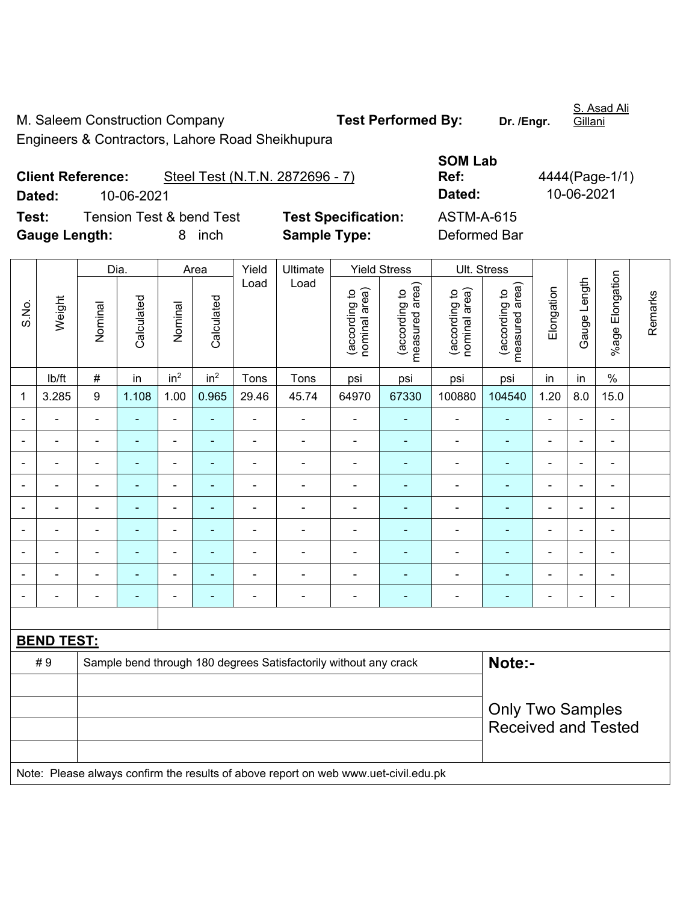M. Saleem Construction Company

Engineers & Contractors, Lahore Road Sheikhupura

**Test Performed By:** **Dr. /Engr.** S. Asad Ali Gillani

**Client Reference:** Steel Test (N.T.N. 2872696 - 7)

**Dated:** 10-06-2021

**SOM Lab Ref:** 4444(Page-1/1)

**Dated:** 10-06-2021

**Test:** Tension Test & bend Test

**Gauge Length:** 8 inch

**Test Specification:** ASTM-A-615

**Sample Type:** Deformed Bar

| S.No. | Weight | Dia. | | Area | | Yield Load | Ultimate Load | Yield Stress | | Ult. Stress | | Elongation | Gauge Length | %age Elongation | Remarks |
|---|---|---|---|---|---|---|---|---|---|---|---|---|---|---|---|
| | | Nominal | Calculated | Nominal | Calculated | | | (according to nominal area) | (according to measured area) | (according to nominal area) | (according to measured area) | | | | |
| | lb/ft | # | in | $in^2$ | $in^2$ | Tons | Tons | psi | psi | psi | psi | in | in | % | |
| 1 | 3.285 | 9 | 1.108 | 1.00 | 0.965 | 29.46 | 45.74 | 64970 | 67330 | 100880 | 104540 | 1.20 | 8.0 | 15.0 | |
| - | - | - | - | - | - | - | - | - | - | - | - | - | - | - | |
| - | - | - | - | - | - | - | - | - | - | - | - | - | - | - | |
| - | - | - | - | - | - | - | - | - | - | - | - | - | - | - | |
| - | - | - | - | - | - | - | - | - | - | - | - | - | - | - | |
| - | - | - | - | - | - | - | - | - | - | - | - | - | - | - | |
| - | - | - | - | - | - | - | - | - | - | - | - | - | - | - | |
| - | - | - | - | - | - | - | - | - | - | - | - | - | - | - | |
| - | - | - | - | - | - | - | - | - | - | - | - | - | - | - | |
| - | - | - | - | - | - | - | - | - | - | - | - | - | - | - | |

**BEND TEST:**

| | | |
|---|---|---|
| # 9 | Sample bend through 180 degrees Satisfactorily without any crack | **Note:-** |
| | | Only Two Samples Received and Tested |

Note: Please always confirm the results of above report on web www.uet-civil.edu.pk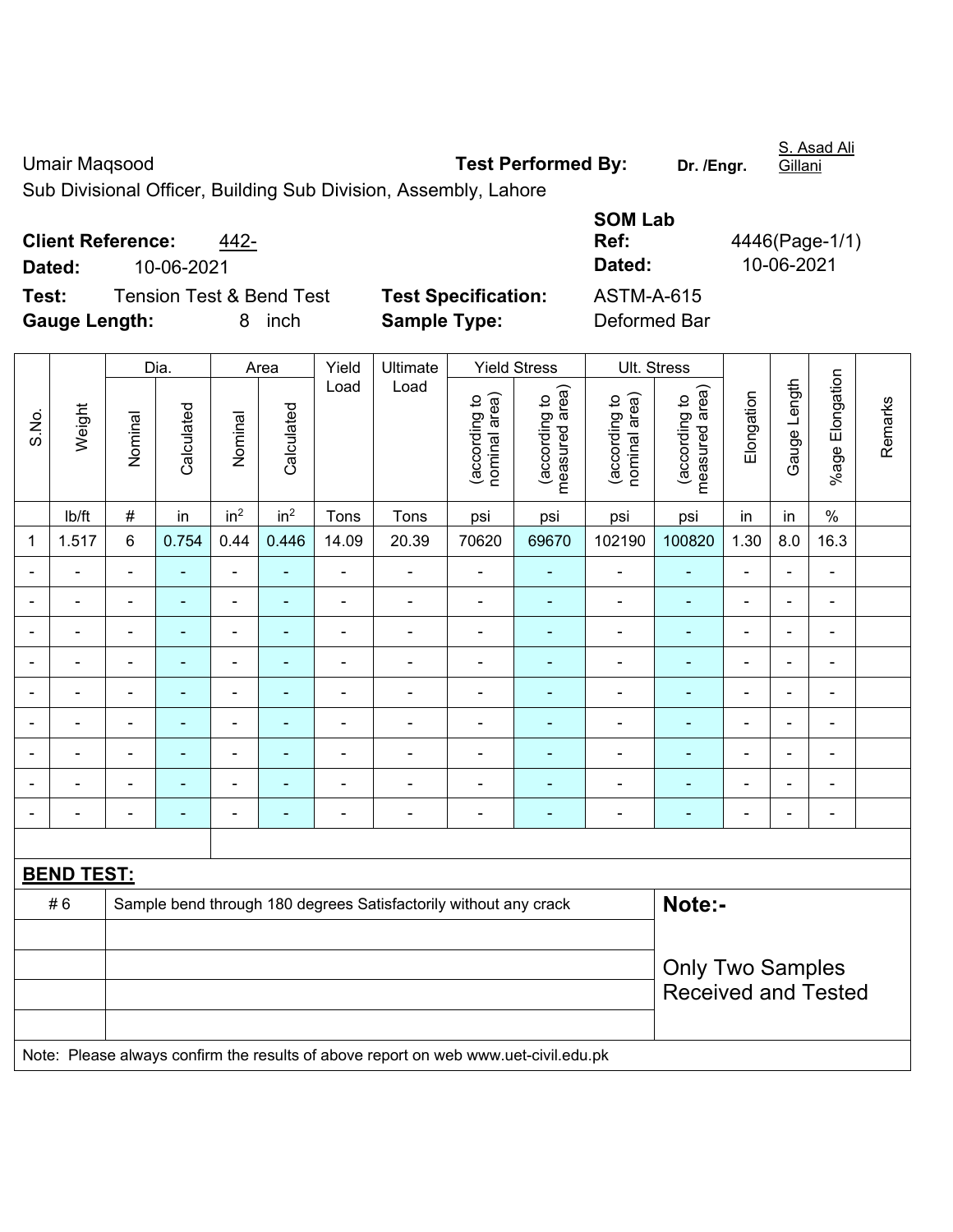Umair Maqsood

Sub Divisional Officer, Building Sub Division, Assembly, Lahore

**Test Performed By:** Dr. /Engr. S. Asad Ali Gillani

**Client Reference:** 442-

**Dated:** 10-06-2021

**SOM Lab Ref:** 4446(Page-1/1)

**Dated:** 10-06-2021

**Test:** Tension Test & Bend Test

**Test Specification:** ASTM-A-615

**Gauge Length:** 8 inch

**Sample Type:** Deformed Bar

| S.No. | Weight | Dia. | | Area | | Yield Load | Ultimate Load | Yield Stress | | Ult. Stress | | Elongation | Gauge Length | %age Elongation | Remarks |
|---|---|---|---|---|---|---|---|---|---|---|---|---|---|---|---|
| | | Nominal | Calculated | Nominal | Calculated | | | (according to nominal area) | (according to measured area) | (according to nominal area) | (according to measured area) | | | | |
| | lb/ft | # | in | $in^2$ | $in^2$ | Tons | Tons | psi | psi | psi | psi | in | in | % | |
| 1 | 1.517 | 6 | 0.754 | 0.44 | 0.446 | 14.09 | 20.39 | 70620 | 69670 | 102190 | 100820 | 1.30 | 8.0 | 16.3 | |
| - | - | - | - | - | - | - | - | - | - | - | - | - | - | - | |
| - | - | - | - | - | - | - | - | - | - | - | - | - | - | - | |
| - | - | - | - | - | - | - | - | - | - | - | - | - | - | - | |
| - | - | - | - | - | - | - | - | - | - | - | - | - | - | - | |
| - | - | - | - | - | - | - | - | - | - | - | - | - | - | - | |
| - | - | - | - | - | - | - | - | - | - | - | - | - | - | - | |
| - | - | - | - | - | - | - | - | - | - | - | - | - | - | - | |
| - | - | - | - | - | - | - | - | - | - | - | - | - | - | - | |
| - | - | - | - | - | - | - | - | - | - | - | - | - | - | - | |

**BEND TEST:**

| | |
|---|---|
| # 6 | Sample bend through 180 degrees Satisfactorily without any crack |

**Note:-**

Only Two Samples Received and Tested

Note: Please always confirm the results of above report on web www.uet-civil.edu.pk